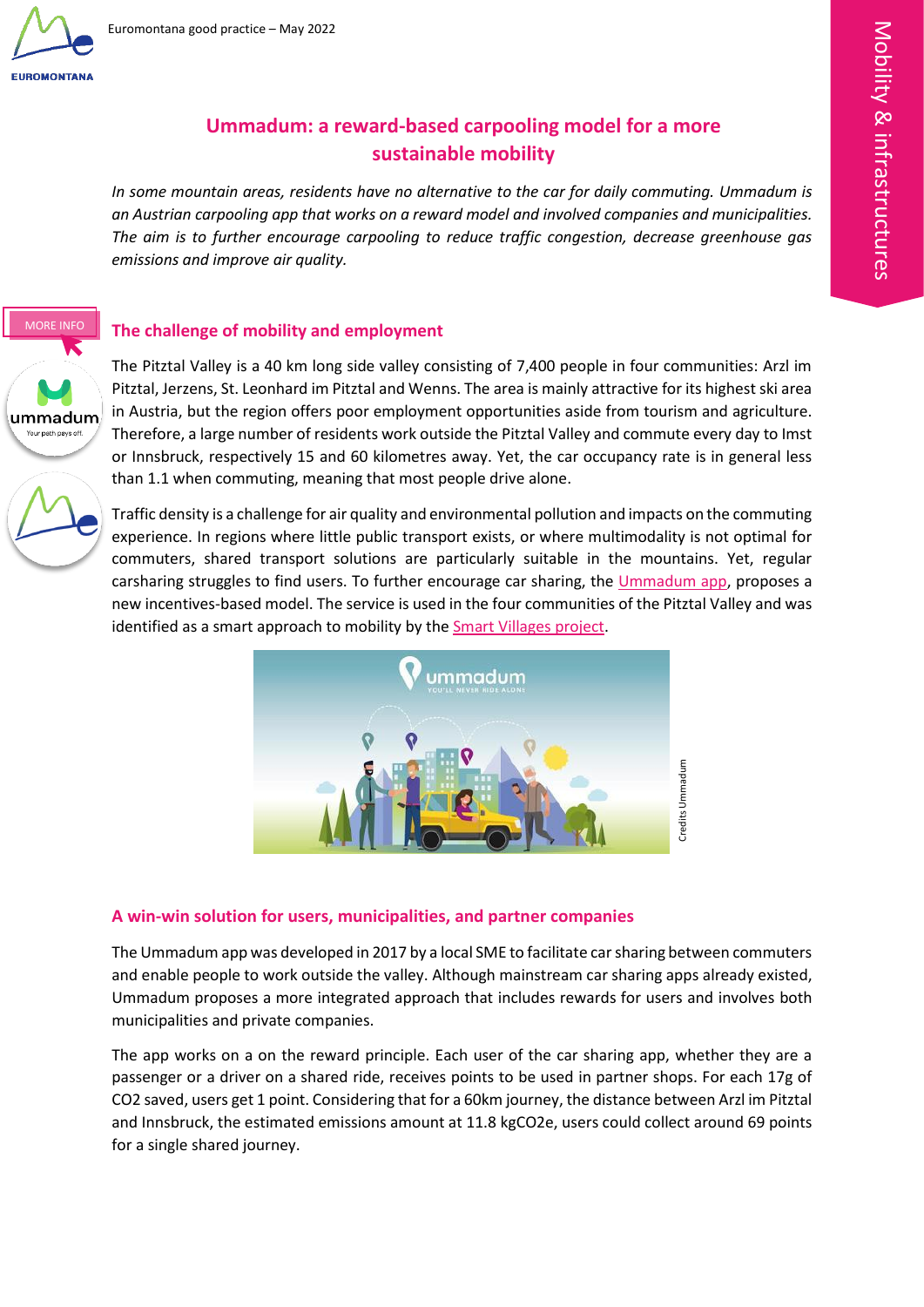# Ummadum: a reward-based carpooling model for a more sustainable mobility

*In some mountain areas, residents have no alternative to the car for daily commuting. Ummadum is an Austrian carpooling app that works on a reward model and involved companies and municipalities. The aim is to further encourage carpooling to reduce traffic congestion, decrease greenhouse gas emissions and improve air quality.*

MORE INFO

## The challenge of mobility and employment

The Pitztal Valley is a 40 km long side valley consisting of 7,400 people in four communities: Arzl im Pitztal, Jerzens, St. Leonhard im Pitztal and Wenns. The area is mainly attractive for its highest ski area in Austria, but the region offers poor employment opportunities aside from tourism and agriculture. Therefore, a large number of residents work outside the Pitztal Valley and commute every day to Imst or Innsbruck, respectively 15 and 60 kilometres away. Yet, the car occupancy rate is in general less than 1.1 when commuting, meaning that most people drive alone.

Traffic density is a challenge for air quality and environmental pollution and impacts on the commuting experience. In regions where little public transport exists, or where multimodality is not optimal for commuters, shared transport solutions are particularly suitable in the mountains. Yet, regular carsharing struggles to find users. To further encourage car sharing, the Ummadum app, proposes a new incentives-based model. The service is used in the four communities of the Pitztal Valley and was identified as a smart approach to mobility by the Smart Villages project.

Credits Ummadum

## A win-win solution for users, municipalities, and partner companies

The Ummadum app was developed in 2017 by a local SME to facilitate car sharing between commuters and enable people to work outside the valley. Although mainstream car sharing apps already existed, Ummadum proposes a more integrated approach that includes rewards for users and involves both municipalities and private companies.

The app works on a on the reward principle. Each user of the car sharing app, whether they are a passenger or a driver on a shared ride, receives points to be used in partner shops. For each 17g of $CO_2$ saved, users get 1 point. Considering that for a 60km journey, the distance between Arzl im Pitztal and Innsbruck, the estimated emissions amount at 11.8 kgCO2e, users could collect around 69 points for a single shared journey.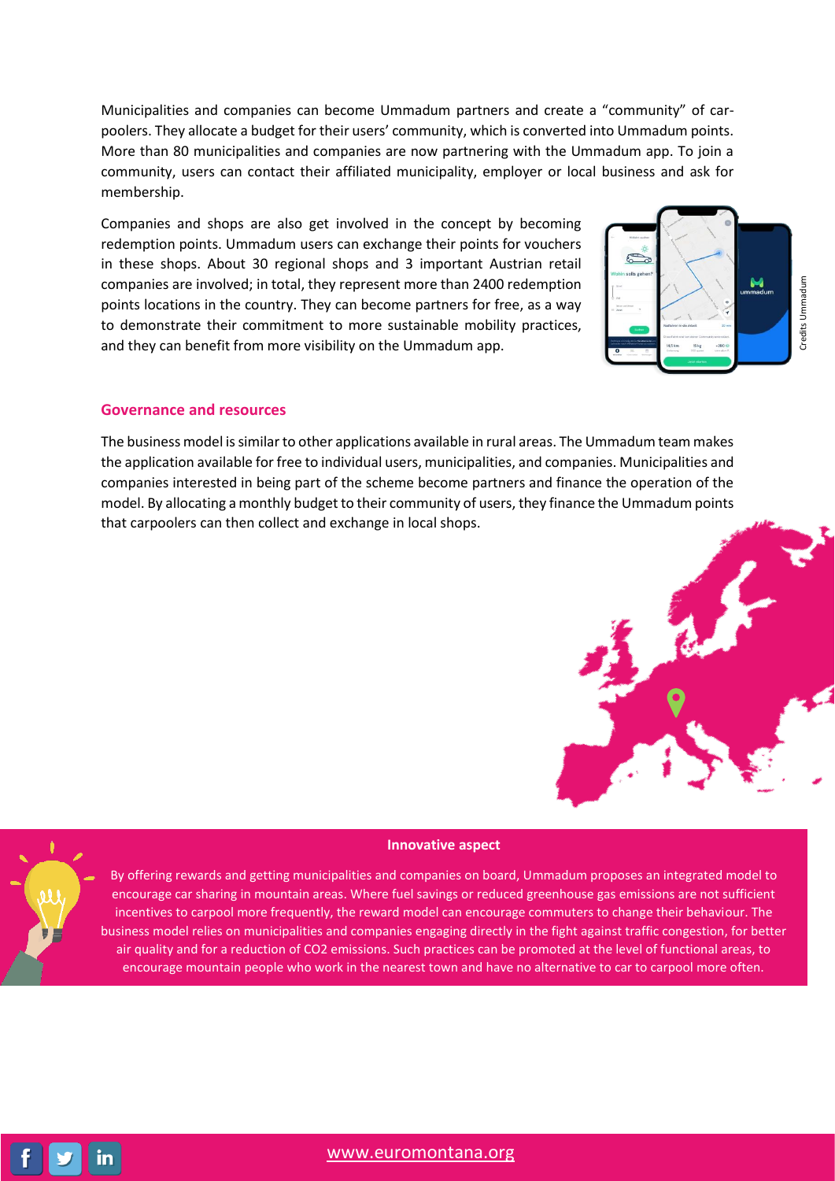Municipalities and companies can become Ummadum partners and create a "community" of car-poolers. They allocate a budget for their users' community, which is converted into Ummadum points. More than 80 municipalities and companies are now partnering with the Ummadum app. To join a community, users can contact their affiliated municipality, employer or local business and ask for membership.

Companies and shops are also get involved in the concept by becoming redemption points. Ummadum users can exchange their points for vouchers in these shops. About 30 regional shops and 3 important Austrian retail companies are involved; in total, they represent more than 2400 redemption points locations in the country. They can become partners for free, as a way to demonstrate their commitment to more sustainable mobility practices, and they can benefit from more visibility on the Ummadum app.

Credits Ummadum

## Governance and resources

The business model is similar to other applications available in rural areas. The Ummadum team makes the application available for free to individual users, municipalities, and companies. Municipalities and companies interested in being part of the scheme become partners and finance the operation of the model. By allocating a monthly budget to their community of users, they finance the Ummadum points that carpoolers can then collect and exchange in local shops.

**Innovative aspect**

By offering rewards and getting municipalities and companies on board, Ummadum proposes an integrated model to encourage car sharing in mountain areas. Where fuel savings or reduced greenhouse gas emissions are not sufficient incentives to carpool more frequently, the reward model can encourage commuters to change their behaviour. The business model relies on municipalities and companies engaging directly in the fight against traffic congestion, for better air quality and for a reduction of $CO_2$ emissions. Such practices can be promoted at the level of functional areas, to encourage mountain people who work in the nearest town and have no alternative to car to carpool more often.

www.euromontana.org